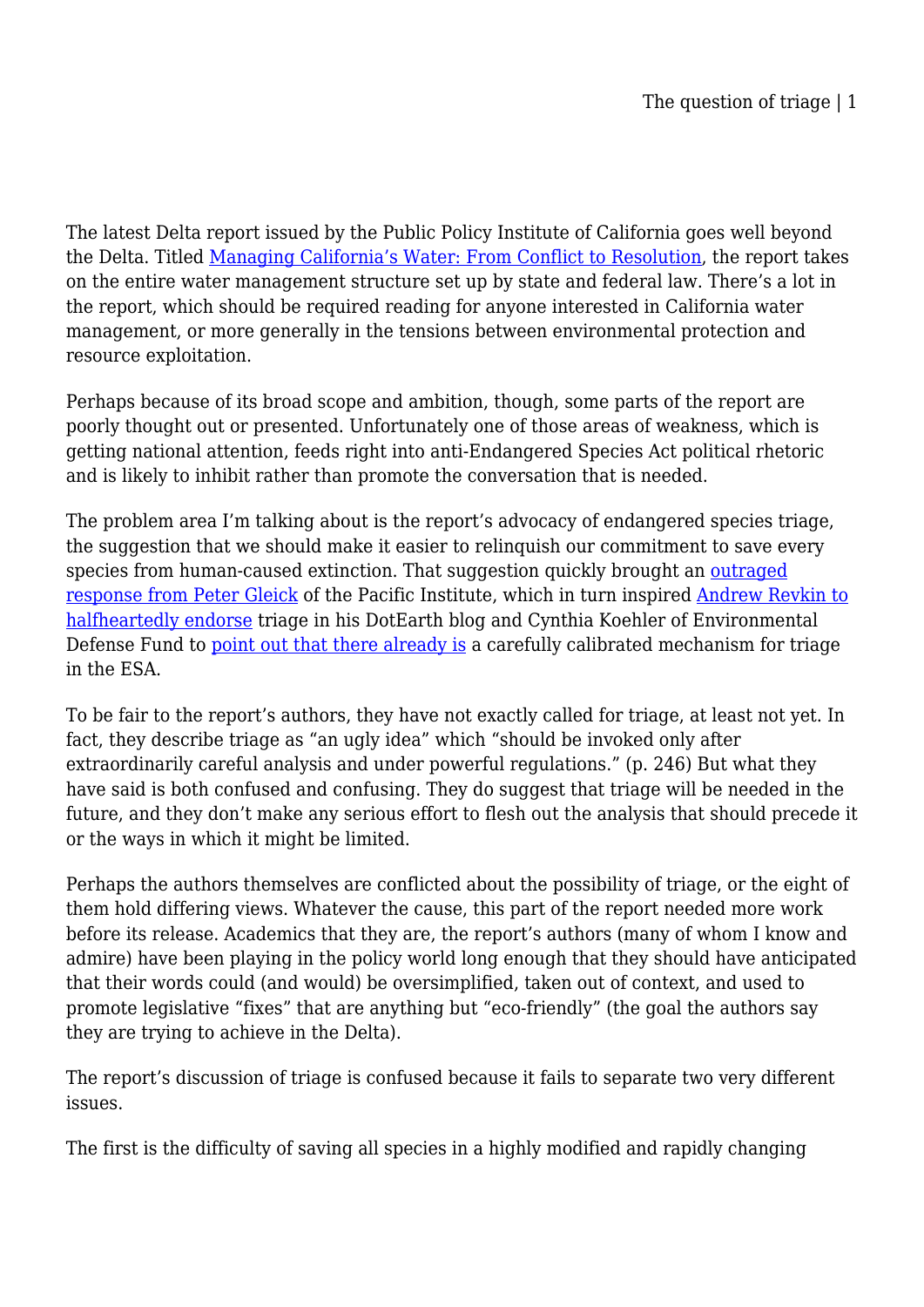The latest Delta report issued by the Public Policy Institute of California goes well beyond the Delta. Titled Managing California's Water: From Conflict to Resolution, the report takes on the entire water management structure set up by state and federal law. There's a lot in the report, which should be required reading for anyone interested in California water management, or more generally in the tensions between environmental protection and resource exploitation.

Perhaps because of its broad scope and ambition, though, some parts of the report are poorly thought out or presented. Unfortunately one of those areas of weakness, which is getting national attention, feeds right into anti-Endangered Species Act political rhetoric and is likely to inhibit rather than promote the conversation that is needed.

The problem area I'm talking about is the report's advocacy of endangered species triage, the suggestion that we should make it easier to relinquish our commitment to save every species from human-caused extinction. That suggestion quickly brought an outraged response from Peter Gleick of the Pacific Institute, which in turn inspired Andrew Revkin to halfheartedly endorse triage in his DotEarth blog and Cynthia Koehler of Environmental Defense Fund to point out that there already is a carefully calibrated mechanism for triage in the ESA.

To be fair to the report's authors, they have not exactly called for triage, at least not yet. In fact, they describe triage as "an ugly idea" which "should be invoked only after extraordinarily careful analysis and under powerful regulations." (p. 246) But what they have said is both confused and confusing. They do suggest that triage will be needed in the future, and they don't make any serious effort to flesh out the analysis that should precede it or the ways in which it might be limited.

Perhaps the authors themselves are conflicted about the possibility of triage, or the eight of them hold differing views. Whatever the cause, this part of the report needed more work before its release. Academics that they are, the report's authors (many of whom I know and admire) have been playing in the policy world long enough that they should have anticipated that their words could (and would) be oversimplified, taken out of context, and used to promote legislative "fixes" that are anything but "eco-friendly" (the goal the authors say they are trying to achieve in the Delta).

The report's discussion of triage is confused because it fails to separate two very different issues.

The first is the difficulty of saving all species in a highly modified and rapidly changing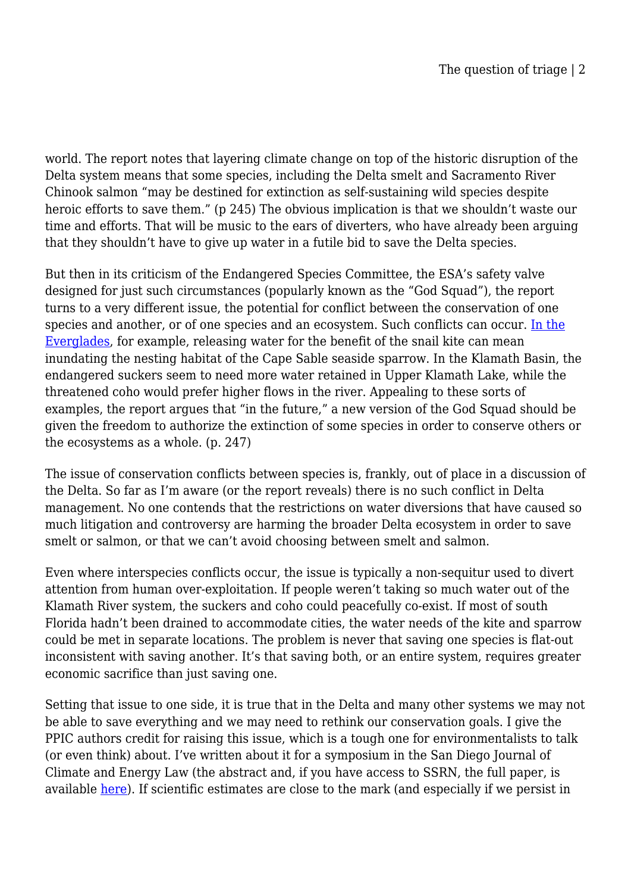world. The report notes that layering climate change on top of the historic disruption of the Delta system means that some species, including the Delta smelt and Sacramento River Chinook salmon "may be destined for extinction as self-sustaining wild species despite heroic efforts to save them." (p 245) The obvious implication is that we shouldn't waste our time and efforts. That will be music to the ears of diverters, who have already been arguing that they shouldn't have to give up water in a futile bid to save the Delta species.

But then in its criticism of the Endangered Species Committee, the ESA's safety valve designed for just such circumstances (popularly known as the "God Squad"), the report turns to a very different issue, the potential for conflict between the conservation of one species and another, or of one species and an ecosystem. Such conflicts can occur. [In the Everglades](), for example, releasing water for the benefit of the snail kite can mean inundating the nesting habitat of the Cape Sable seaside sparrow. In the Klamath Basin, the endangered suckers seem to need more water retained in Upper Klamath Lake, while the threatened coho would prefer higher flows in the river. Appealing to these sorts of examples, the report argues that "in the future," a new version of the God Squad should be given the freedom to authorize the extinction of some species in order to conserve others or the ecosystems as a whole. (p. 247)

The issue of conservation conflicts between species is, frankly, out of place in a discussion of the Delta. So far as I'm aware (or the report reveals) there is no such conflict in Delta management. No one contends that the restrictions on water diversions that have caused so much litigation and controversy are harming the broader Delta ecosystem in order to save smelt or salmon, or that we can't avoid choosing between smelt and salmon.

Even where interspecies conflicts occur, the issue is typically a non-sequitur used to divert attention from human over-exploitation. If people weren't taking so much water out of the Klamath River system, the suckers and coho could peacefully co-exist. If most of south Florida hadn't been drained to accommodate cities, the water needs of the kite and sparrow could be met in separate locations. The problem is never that saving one species is flat-out inconsistent with saving another. It's that saving both, or an entire system, requires greater economic sacrifice than just saving one.

Setting that issue to one side, it is true that in the Delta and many other systems we may not be able to save everything and we may need to rethink our conservation goals. I give the PPIC authors credit for raising this issue, which is a tough one for environmentalists to talk (or even think) about. I've written about it for a symposium in the San Diego Journal of Climate and Energy Law (the abstract and, if you have access to SSRN, the full paper, is available [here]()). If scientific estimates are close to the mark (and especially if we persist in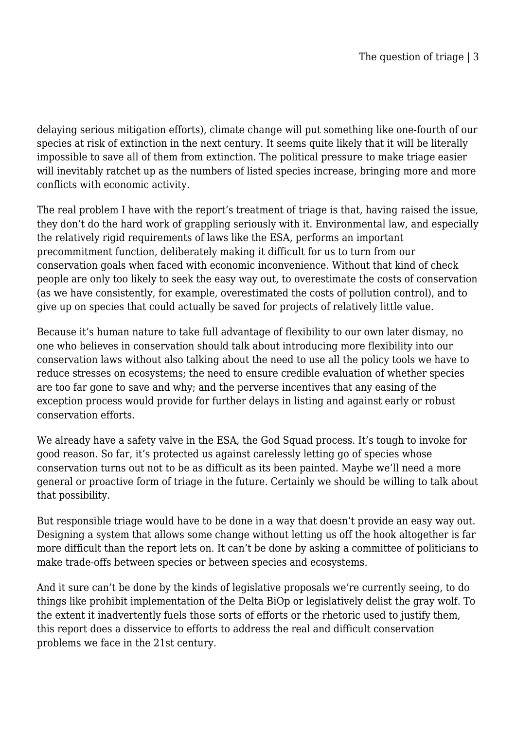delaying serious mitigation efforts), climate change will put something like one-fourth of our species at risk of extinction in the next century. It seems quite likely that it will be literally impossible to save all of them from extinction. The political pressure to make triage easier will inevitably ratchet up as the numbers of listed species increase, bringing more and more conflicts with economic activity.

The real problem I have with the report's treatment of triage is that, having raised the issue, they don't do the hard work of grappling seriously with it. Environmental law, and especially the relatively rigid requirements of laws like the ESA, performs an important precommitment function, deliberately making it difficult for us to turn from our conservation goals when faced with economic inconvenience. Without that kind of check people are only too likely to seek the easy way out, to overestimate the costs of conservation (as we have consistently, for example, overestimated the costs of pollution control), and to give up on species that could actually be saved for projects of relatively little value.

Because it's human nature to take full advantage of flexibility to our own later dismay, no one who believes in conservation should talk about introducing more flexibility into our conservation laws without also talking about the need to use all the policy tools we have to reduce stresses on ecosystems; the need to ensure credible evaluation of whether species are too far gone to save and why; and the perverse incentives that any easing of the exception process would provide for further delays in listing and against early or robust conservation efforts.

We already have a safety valve in the ESA, the God Squad process. It's tough to invoke for good reason. So far, it's protected us against carelessly letting go of species whose conservation turns out not to be as difficult as its been painted. Maybe we'll need a more general or proactive form of triage in the future. Certainly we should be willing to talk about that possibility.

But responsible triage would have to be done in a way that doesn't provide an easy way out. Designing a system that allows some change without letting us off the hook altogether is far more difficult than the report lets on. It can't be done by asking a committee of politicians to make trade-offs between species or between species and ecosystems.

And it sure can't be done by the kinds of legislative proposals we're currently seeing, to do things like prohibit implementation of the Delta BiOp or legislatively delist the gray wolf. To the extent it inadvertently fuels those sorts of efforts or the rhetoric used to justify them, this report does a disservice to efforts to address the real and difficult conservation problems we face in the 21st century.